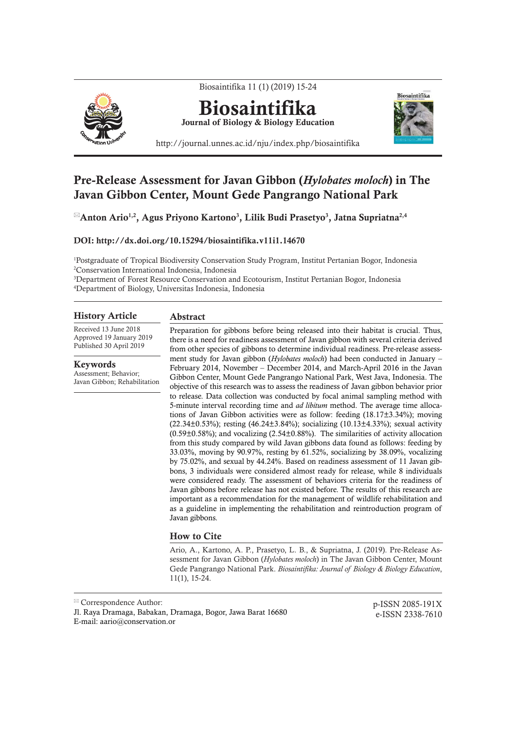# Pre-Release Assessment for Javan Gibbon (*Hylobates moloch*) in The Javan Gibbon Center, Mount Gede Pangrango National Park

**Anton Ario[1,2], Agus Priyono Kartono[3], Lilik Budi Prasetyo[3], Jatna Supriatna[2,4]**

**DOI: http://dx.doi.org/10.15294/biosaintifika.v11i1.14670**

[1]Postgraduate of Tropical Biodiversity Conservation Study Program, Institut Pertanian Bogor, Indonesia
[2]Conservation International Indonesia, Indonesia
[3]Department of Forest Resource Conservation and Ecotourism, Institut Pertanian Bogor, Indonesia
[4]Department of Biology, Universitas Indonesia, Indonesia

## History Article

Received 13 June 2018
Approved 19 January 2019
Published 30 April 2019

## Keywords

Assessment; Behavior; Javan Gibbon; Rehabilitation

## Abstract

Preparation for gibbons before being released into their habitat is crucial. Thus, there is a need for readiness assessment of Javan gibbon with several criteria derived from other species of gibbons to determine individual readiness. Pre-release assessment study for Javan gibbon (*Hylobates moloch*) had been conducted in January – February 2014, November – December 2014, and March-April 2016 in the Javan Gibbon Center, Mount Gede Pangrango National Park, West Java, Indonesia. The objective of this research was to assess the readiness of Javan gibbon behavior prior to release. Data collection was conducted by focal animal sampling method with 5-minute interval recording time and *ad libitum* method. The average time allocations of Javan Gibbon activities were as follow: feeding (18.17±3.34%); moving (22.34±0.53%); resting (46.24±3.84%); socializing (10.13±4.33%); sexual activity (0.59±0.58%); and vocalizing (2.54±0.88%). The similarities of activity allocation from this study compared by wild Javan gibbons data found as follows: feeding by 33.03%, moving by 90.97%, resting by 61.52%, socializing by 38.09%, vocalizing by 75.02%, and sexual by 44.24%. Based on readiness assessment of 11 Javan gibbons, 3 individuals were considered almost ready for release, while 8 individuals were considered ready. The assessment of behaviors criteria for the readiness of Javan gibbons before release has not existed before. The results of this research are important as a recommendation for the management of wildlife rehabilitation and as a guideline in implementing the rehabilitation and reintroduction program of Javan gibbons.

## How to Cite

Ario, A., Kartono, A. P., Prasetyo, L. B., & Supriatna, J. (2019). Pre-Release Assessment for Javan Gibbon (*Hylobates moloch*) in The Javan Gibbon Center, Mount Gede Pangrango National Park. *Biosaintifika: Journal of Biology & Biology Education*, 11(1), 15-24.

---

Correspondence Author:
Jl. Raya Dramaga, Babakan, Dramaga, Bogor, Jawa Barat 16680
E-mail: aario@conservation.or

p-ISSN 2085-191X
e-ISSN 2338-7610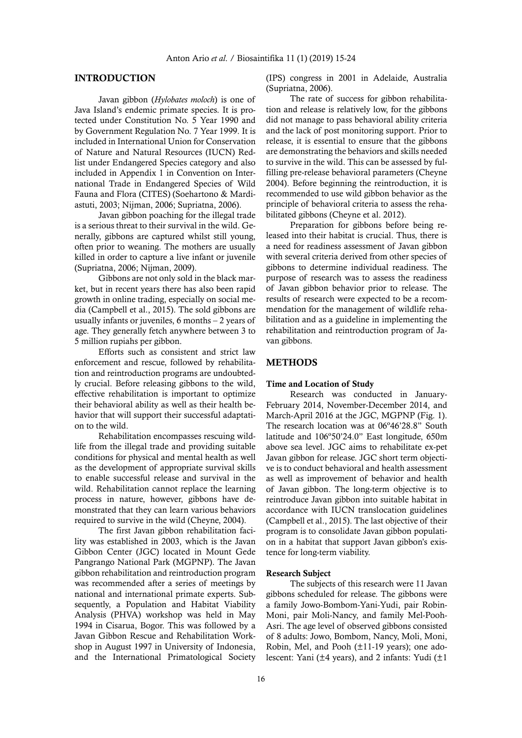## INTRODUCTION

Javan gibbon (*Hylobates moloch*) is one of Java Island's endemic primate species. It is protected under Constitution No. 5 Year 1990 and by Government Regulation No. 7 Year 1999. It is included in International Union for Conservation of Nature and Natural Resources (IUCN) Redlist under Endangered Species category and also included in Appendix 1 in Convention on International Trade in Endangered Species of Wild Fauna and Flora (CITES) (Soehartono & Mardiastuti, 2003; Nijman, 2006; Supriatna, 2006).

Javan gibbon poaching for the illegal trade is a serious threat to their survival in the wild. Generally, gibbons are captured whilst still young, often prior to weaning. The mothers are usually killed in order to capture a live infant or juvenile (Supriatna, 2006; Nijman, 2009).

Gibbons are not only sold in the black market, but in recent years there has also been rapid growth in online trading, especially on social media (Campbell et al., 2015). The sold gibbons are usually infants or juveniles, 6 months – 2 years of age. They generally fetch anywhere between 3 to 5 million rupiahs per gibbon.

Efforts such as consistent and strict law enforcement and rescue, followed by rehabilitation and reintroduction programs are undoubtedly crucial. Before releasing gibbons to the wild, effective rehabilitation is important to optimize their behavioral ability as well as their health behavior that will support their successful adaptation to the wild.

Rehabilitation encompasses rescuing wildlife from the illegal trade and providing suitable conditions for physical and mental health as well as the development of appropriate survival skills to enable successful release and survival in the wild. Rehabilitation cannot replace the learning process in nature, however, gibbons have demonstrated that they can learn various behaviors required to survive in the wild (Cheyne, 2004).

The first Javan gibbon rehabilitation facility was established in 2003, which is the Javan Gibbon Center (JGC) located in Mount Gede Pangrango National Park (MGPNP). The Javan gibbon rehabilitation and reintroduction program was recommended after a series of meetings by national and international primate experts. Subsequently, a Population and Habitat Viability Analysis (PHVA) workshop was held in May 1994 in Cisarua, Bogor. This was followed by a Javan Gibbon Rescue and Rehabilitation Workshop in August 1997 in University of Indonesia, and the International Primatological Society (IPS) congress in 2001 in Adelaide, Australia (Supriatna, 2006).

The rate of success for gibbon rehabilitation and release is relatively low, for the gibbons did not manage to pass behavioral ability criteria and the lack of post monitoring support. Prior to release, it is essential to ensure that the gibbons are demonstrating the behaviors and skills needed to survive in the wild. This can be assessed by fulfilling pre-release behavioral parameters (Cheyne 2004). Before beginning the reintroduction, it is recommended to use wild gibbon behavior as the principle of behavioral criteria to assess the rehabilitated gibbons (Cheyne et al. 2012).

Preparation for gibbons before being released into their habitat is crucial. Thus, there is a need for readiness assessment of Javan gibbon with several criteria derived from other species of gibbons to determine individual readiness. The purpose of research was to assess the readiness of Javan gibbon behavior prior to release. The results of research were expected to be a recommendation for the management of wildlife rehabilitation and as a guideline in implementing the rehabilitation and reintroduction program of Javan gibbons.

## METHODS

### Time and Location of Study

Research was conducted in January-February 2014, November-December 2014, and March-April 2016 at the JGC, MGPNP (Fig. 1). The research location was at 06º46'28.8" South latitude and 106º50'24.0" East longitude, 650m above sea level. JGC aims to rehabilitate ex-pet Javan gibbon for release. JGC short term objective is to conduct behavioral and health assessment as well as improvement of behavior and health of Javan gibbon. The long-term objective is to reintroduce Javan gibbon into suitable habitat in accordance with IUCN translocation guidelines (Campbell et al., 2015). The last objective of their program is to consolidate Javan gibbon population in a habitat that support Javan gibbon's existence for long-term viability.

### Research Subject

The subjects of this research were 11 Javan gibbons scheduled for release. The gibbons were a family Jowo-Bombom-Yani-Yudi, pair Robin-Moni, pair Moli-Nancy, and family Mel-Pooh-Asri. The age level of observed gibbons consisted of 8 adults: Jowo, Bombom, Nancy, Moli, Moni, Robin, Mel, and Pooh (±11-19 years); one adolescent: Yani (±4 years), and 2 infants: Yudi (±1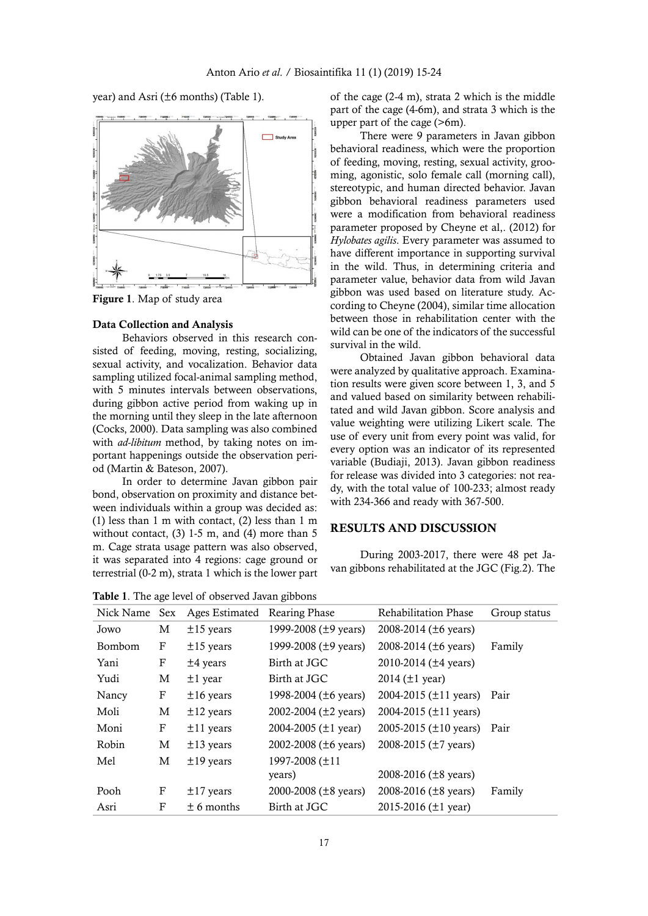year) and Asri (±6 months) (Table 1).

**Figure 1**. Map of study area

### Data Collection and Analysis

Behaviors observed in this research consisted of feeding, moving, resting, socializing, sexual activity, and vocalization. Behavior data sampling utilized focal-animal sampling method, with 5 minutes intervals between observations, during gibbon active period from waking up in the morning until they sleep in the late afternoon (Cocks, 2000). Data sampling was also combined with *ad-libitum* method, by taking notes on important happenings outside the observation period (Martin & Bateson, 2007).

In order to determine Javan gibbon pair bond, observation on proximity and distance between individuals within a group was decided as: (1) less than 1 m with contact, (2) less than 1 m without contact, (3) 1-5 m, and (4) more than 5 m. Cage strata usage pattern was also observed, it was separated into 4 regions: cage ground or terrestrial (0-2 m), strata 1 which is the lower part of the cage (2-4 m), strata 2 which is the middle part of the cage (4-6m), and strata 3 which is the upper part of the cage (>6m).

There were 9 parameters in Javan gibbon behavioral readiness, which were the proportion of feeding, moving, resting, sexual activity, grooming, agonistic, solo female call (morning call), stereotypic, and human directed behavior. Javan gibbon behavioral readiness parameters used were a modification from behavioral readiness parameter proposed by Cheyne et al,. (2012) for *Hylobates agilis*. Every parameter was assumed to have different importance in supporting survival in the wild. Thus, in determining criteria and parameter value, behavior data from wild Javan gibbon was used based on literature study. According to Cheyne (2004), similar time allocation between those in rehabilitation center with the wild can be one of the indicators of the successful survival in the wild.

Obtained Javan gibbon behavioral data were analyzed by qualitative approach. Examination results were given score between 1, 3, and 5 and valued based on similarity between rehabilitated and wild Javan gibbon. Score analysis and value weighting were utilizing Likert scale. The use of every unit from every point was valid, for every option was an indicator of its represented variable (Budiaji, 2013). Javan gibbon readiness for release was divided into 3 categories: not ready, with the total value of 100-233; almost ready with 234-366 and ready with 367-500.

## RESULTS AND DISCUSSION

During 2003-2017, there were 48 pet Javan gibbons rehabilitated at the JGC (Fig.2). The

**Table 1**. The age level of observed Javan gibbons

| Nick Name | Sex | Ages Estimated | Rearing Phase | Rehabilitation Phase | Group status |
|---|---|---|---|---|---|
| Jowo | M | ±15 years | 1999-2008 (±9 years) | 2008-2014 (±6 years) | |
| Bombom | F | ±15 years | 1999-2008 (±9 years) | 2008-2014 (±6 years) | Family |
| Yani | F | ±4 years | Birth at JGC | 2010-2014 (±4 years) | |
| Yudi | M | ±1 year | Birth at JGC | 2014 (±1 year) | |
| Nancy | F | ±16 years | 1998-2004 (±6 years) | 2004-2015 (±11 years) | Pair |
| Moli | M | ±12 years | 2002-2004 (±2 years) | 2004-2015 (±11 years) | |
| Moni | F | ±11 years | 2004-2005 (±1 year) | 2005-2015 (±10 years) | Pair |
| Robin | M | ±13 years | 2002-2008 (±6 years) | 2008-2015 (±7 years) | |
| Mel | M | ±19 years | 1997-2008 (±11 years) | 2008-2016 (±8 years) | |
| Pooh | F | ±17 years | 2000-2008 (±8 years) | 2008-2016 (±8 years) | Family |
| Asri | F | ± 6 months | Birth at JGC | 2015-2016 (±1 year) | |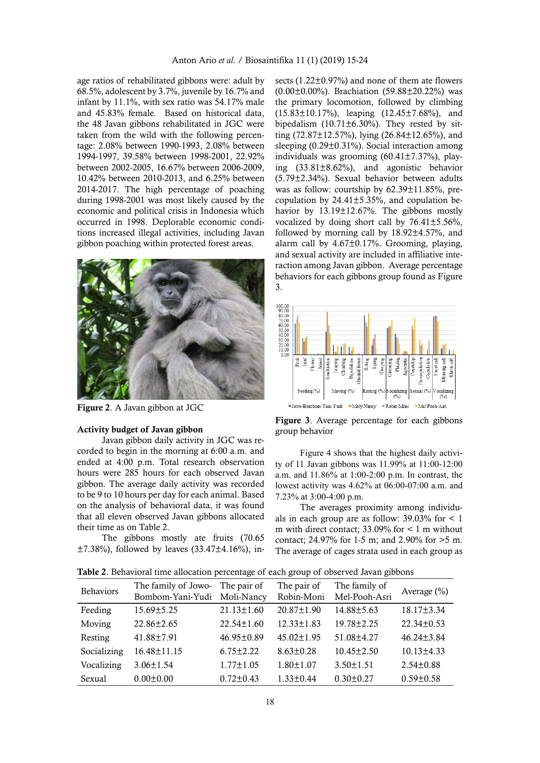age ratios of rehabilitated gibbons were: adult by 68.5%, adolescent by 3.7%, juvenile by 16.7% and infant by 11.1%, with sex ratio was 54.17% male and 45.83% female. Based on historical data, the 48 Javan gibbons rehabilitated in JGC were taken from the wild with the following percentage: 2.08% between 1990-1993, 2.08% between 1994-1997, 39.58% between 1998-2001, 22.92% between 2002-2005, 16.67% between 2006-2009, 10.42% between 2010-2013, and 6.25% between 2014-2017. The high percentage of poaching during 1998-2001 was most likely caused by the economic and political crisis in Indonesia which occurred in 1998. Deplorable economic conditions increased illegal activities, including Javan gibbon poaching within protected forest areas.

**Figure 2**. A Javan gibbon at JGC

**Activity budget of Javan gibbon**

Javan gibbon daily activity in JGC was recorded to begin in the morning at 6:00 a.m. and ended at 4:00 p.m. Total research observation hours were 285 hours for each observed Javan gibbon. The average daily activity was recorded to be 9 to 10 hours per day for each animal. Based on the analysis of behavioral data, it was found that all eleven observed Javan gibbons allocated their time as on Table 2.

The gibbons mostly ate fruits (70.65 ±7.38%), followed by leaves (33.47±4.16%), insects (1.22±0.97%) and none of them ate flowers (0.00±0.00%). Brachiation (59.88±20.22%) was the primary locomotion, followed by climbing (15.83±10.17%), leaping (12.45±7.68%), and bipedalism (10.71±6.30%). They rested by sitting (72.87±12.57%), lying (26.84±12.65%), and sleeping (0.29±0.31%). Social interaction among individuals was grooming (60.41±7.37%), playing (33.81±8.62%), and agonistic behavior (5.79±2.34%). Sexual behavior between adults was as follow: courtship by 62.39±11.85%, pre-copulation by 24.41±5.35%, and copulation behavior by 13.19±12.67%. The gibbons mostly vocalized by doing short call by 76.41±5.56%, followed by morning call by 18.92±4.57%, and alarm call by 4.67±0.17%. Grooming, playing, and sexual activity are included in affiliative interaction among Javan gibbon. Average percentage behaviors for each gibbons group found as Figure 3.

**Figure 3**. Average percentage for each gibbons group behavior

Figure 4 shows that the highest daily activity of 11 Javan gibbons was 11.99% at 11:00-12:00 a.m. and 11.86% at 1:00-2:00 p.m. In contrast, the lowest activity was 4.62% at 06:00-07:00 a.m. and 7.23% at 3:00-4:00 p.m.

The averages proximity among individuals in each group are as follow: 39.03% for < 1 m with direct contact; 33.09% for < 1 m without contact; 24.97% for 1-5 m; and 2.90% for >5 m. The average of cages strata used in each group as

**Table 2**. Behavioral time allocation percentage of each group of observed Javan gibbons

| Behaviors | The family of Jowo-Bombom-Yani-Yudi | The pair of Moli-Nancy | The pair of Robin-Moni | The family of Mel-Pooh-Asri | Average (%) |
|---|---|---|---|---|---|
| Feeding | 15.69±5.25 | 21.13±1.60 | 20.87±1.90 | 14.88±5.63 | 18.17±3.34 |
| Moving | 22.86±2.65 | 22.54±1.60 | 12.33±1.83 | 19.78±2.25 | 22.34±0.53 |
| Resting | 41.88±7.91 | 46.95±0.89 | 45.02±1.95 | 51.08±4.27 | 46.24±3.84 |
| Socializing | 16.48±11.15 | 6.75±2.22 | 8.63±0.28 | 10.45±2.50 | 10.13±4.33 |
| Vocalizing | 3.06±1.54 | 1.77±1.05 | 1.80±1.07 | 3.50±1.51 | 2.54±0.88 |
| Sexual | 0.00±0.00 | 0.72±0.43 | 1.33±0.44 | 0.30±0.27 | 0.59±0.58 |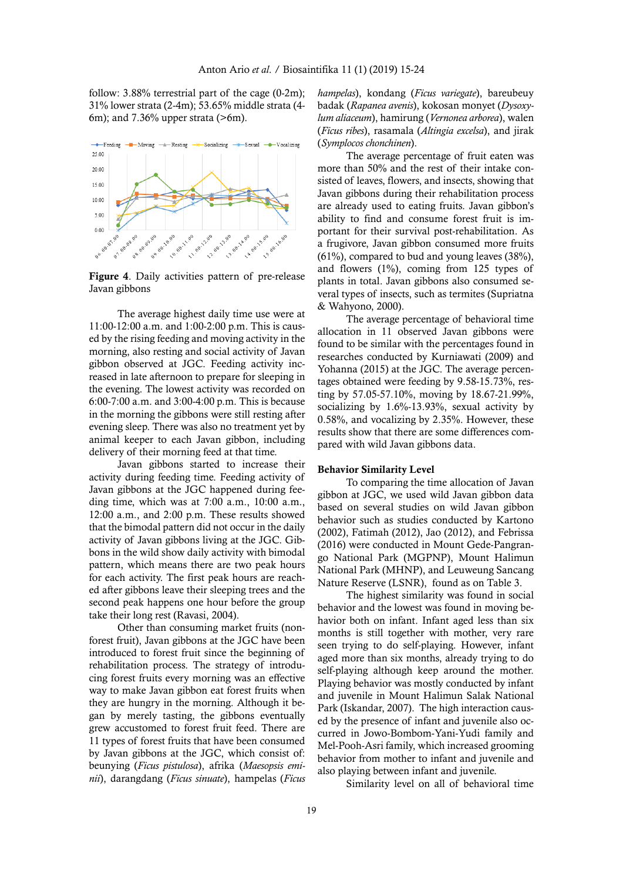follow: 3.88% terrestrial part of the cage (0-2m); 31% lower strata (2-4m); 53.65% middle strata (4-6m); and 7.36% upper strata (>6m).

**Figure 4**. Daily activities pattern of pre-release Javan gibbons

The average highest daily time use were at 11:00-12:00 a.m. and 1:00-2:00 p.m. This is caused by the rising feeding and moving activity in the morning, also resting and social activity of Javan gibbon observed at JGC. Feeding activity increased in late afternoon to prepare for sleeping in the evening. The lowest activity was recorded on 6:00-7:00 a.m. and 3:00-4:00 p.m. This is because in the morning the gibbons were still resting after evening sleep. There was also no treatment yet by animal keeper to each Javan gibbon, including delivery of their morning feed at that time.

Javan gibbons started to increase their activity during feeding time. Feeding activity of Javan gibbons at the JGC happened during feeding time, which was at 7:00 a.m., 10:00 a.m., 12:00 a.m., and 2:00 p.m. These results showed that the bimodal pattern did not occur in the daily activity of Javan gibbons living at the JGC. Gibbons in the wild show daily activity with bimodal pattern, which means there are two peak hours for each activity. The first peak hours are reached after gibbons leave their sleeping trees and the second peak happens one hour before the group take their long rest (Ravasi, 2004).

Other than consuming market fruits (non-forest fruit), Javan gibbons at the JGC have been introduced to forest fruit since the beginning of rehabilitation process. The strategy of introducing forest fruits every morning was an effective way to make Javan gibbon eat forest fruits when they are hungry in the morning. Although it began by merely tasting, the gibbons eventually grew accustomed to forest fruit feed. There are 11 types of forest fruits that have been consumed by Javan gibbons at the JGC, which consist of: beunying (*Ficus pistulosa*), afrika (*Maesopsis eminii*), darangdang (*Ficus sinuate*), hampelas (*Ficus hampelas*), kondang (*Ficus variegate*), bareubeuy badak (*Rapanea avenis*), kokosan monyet (*Dysoxylum aliaceum*), hamirung (*Vernonea arborea*), walen (*Ficus ribes*), rasamala (*Altingia excelsa*), and jirak (*Symplocos chonchinen*).

The average percentage of fruit eaten was more than 50% and the rest of their intake consisted of leaves, flowers, and insects, showing that Javan gibbons during their rehabilitation process are already used to eating fruits. Javan gibbon's ability to find and consume forest fruit is important for their survival post-rehabilitation. As a frugivore, Javan gibbon consumed more fruits (61%), compared to bud and young leaves (38%), and flowers (1%), coming from 125 types of plants in total. Javan gibbons also consumed several types of insects, such as termites (Supriatna & Wahyono, 2000).

The average percentage of behavioral time allocation in 11 observed Javan gibbons were found to be similar with the percentages found in researches conducted by Kurniawati (2009) and Yohanna (2015) at the JGC. The average percentages obtained were feeding by 9.58-15.73%, resting by 57.05-57.10%, moving by 18.67-21.99%, socializing by 1.6%-13.93%, sexual activity by 0.58%, and vocalizing by 2.35%. However, these results show that there are some differences compared with wild Javan gibbons data.

### Behavior Similarity Level

To comparing the time allocation of Javan gibbon at JGC, we used wild Javan gibbon data based on several studies on wild Javan gibbon behavior such as studies conducted by Kartono (2002), Fatimah (2012), Jao (2012), and Febrissa (2016) were conducted in Mount Gede-Pangrango National Park (MGPNP), Mount Halimun National Park (MHNP), and Leuweung Sancang Nature Reserve (LSNR), found as on Table 3.

The highest similarity was found in social behavior and the lowest was found in moving behavior both on infant. Infant aged less than six months is still together with mother, very rare seen trying to do self-playing. However, infant aged more than six months, already trying to do self-playing although keep around the mother. Playing behavior was mostly conducted by infant and juvenile in Mount Halimun Salak National Park (Iskandar, 2007). The high interaction caused by the presence of infant and juvenile also occurred in Jowo-Bombom-Yani-Yudi family and Mel-Pooh-Asri family, which increased grooming behavior from mother to infant and juvenile and also playing between infant and juvenile.

Similarity level on all of behavioral time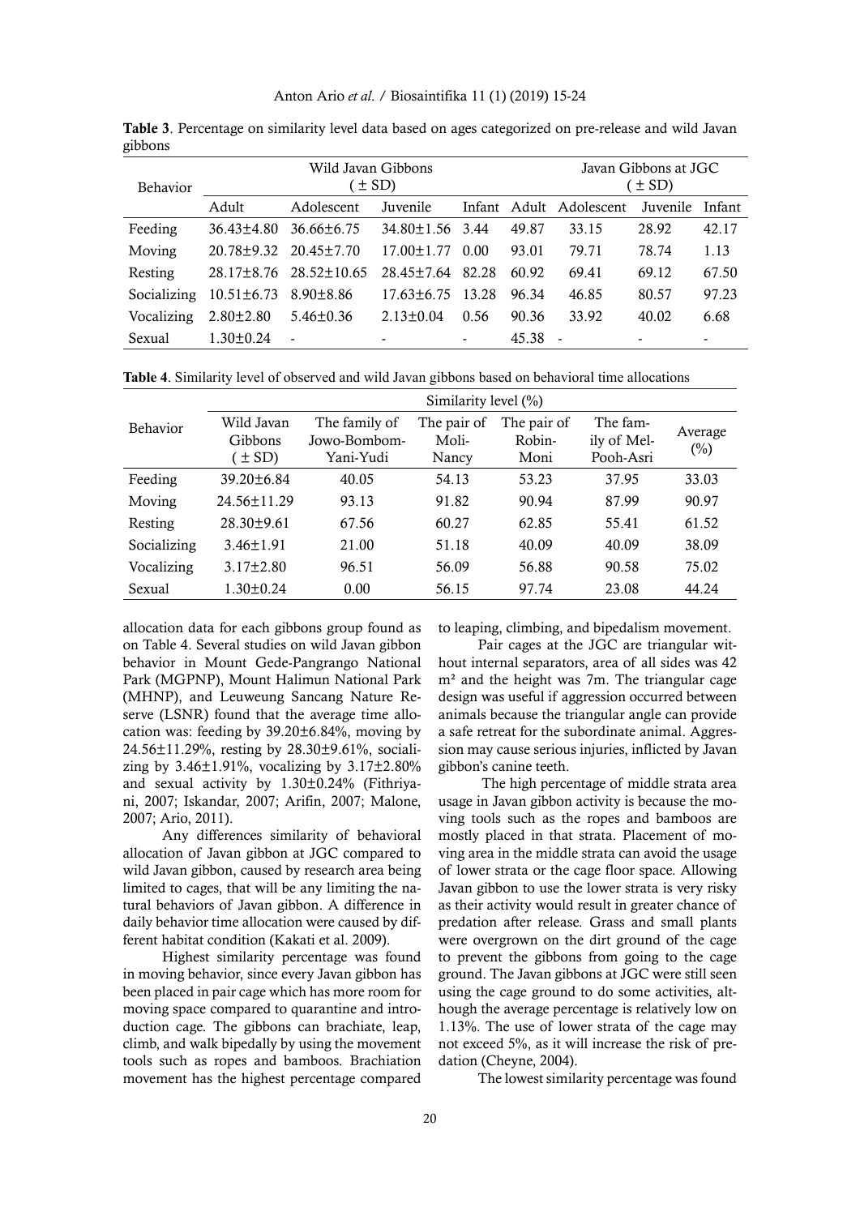**Table 3**. Percentage on similarity level data based on ages categorized on pre-release and wild Javan gibbons

| Behavior | Wild Javan Gibbons ( ± SD) | | | | Javan Gibbons at JGC ( ± SD) | | | |
|---|---|---|---|---|---|---|---|---|
| | Adult | Adolescent | Juvenile | Infant | Adult | Adolescent | Juvenile | Infant |
| Feeding | 36.43±4.80 | 36.66±6.75 | 34.80±1.56 | 3.44 | 49.87 | 33.15 | 28.92 | 42.17 |
| Moving | 20.78±9.32 | 20.45±7.70 | 17.00±1.77 | 0.00 | 93.01 | 79.71 | 78.74 | 1.13 |
| Resting | 28.17±8.76 | 28.52±10.65 | 28.45±7.64 | 82.28 | 60.92 | 69.41 | 69.12 | 67.50 |
| Socializing | 10.51±6.73 | 8.90±8.86 | 17.63±6.75 | 13.28 | 96.34 | 46.85 | 80.57 | 97.23 |
| Vocalizing | 2.80±2.80 | 5.46±0.36 | 2.13±0.04 | 0.56 | 90.36 | 33.92 | 40.02 | 6.68 |
| Sexual | 1.30±0.24 | - | - | - | 45.38 | - | - | - |

**Table 4**. Similarity level of observed and wild Javan gibbons based on behavioral time allocations

| Behavior | Similarity level (%) | | | | | |
|---|---|---|---|---|---|---|
| | Wild Javan Gibbons ( ± SD) | The family of Jowo-Bombom-Yani-Yudi | The pair of Moli-Nancy | The pair of Robin-Moni | The family of Mel-Pooh-Asri | Average (%) |
| Feeding | 39.20±6.84 | 40.05 | 54.13 | 53.23 | 37.95 | 33.03 |
| Moving | 24.56±11.29 | 93.13 | 91.82 | 90.94 | 87.99 | 90.97 |
| Resting | 28.30±9.61 | 67.56 | 60.27 | 62.85 | 55.41 | 61.52 |
| Socializing | 3.46±1.91 | 21.00 | 51.18 | 40.09 | 40.09 | 38.09 |
| Vocalizing | 3.17±2.80 | 96.51 | 56.09 | 56.88 | 90.58 | 75.02 |
| Sexual | 1.30±0.24 | 0.00 | 56.15 | 97.74 | 23.08 | 44.24 |

allocation data for each gibbons group found as on Table 4. Several studies on wild Javan gibbon behavior in Mount Gede-Pangrango National Park (MGPNP), Mount Halimun National Park (MHNP), and Leuweung Sancang Nature Reserve (LSNR) found that the average time allocation was: feeding by 39.20±6.84%, moving by 24.56±11.29%, resting by 28.30±9.61%, socializing by 3.46±1.91%, vocalizing by 3.17±2.80% and sexual activity by 1.30±0.24% (Fithriyani, 2007; Iskandar, 2007; Arifin, 2007; Malone, 2007; Ario, 2011).

Any differences similarity of behavioral allocation of Javan gibbon at JGC compared to wild Javan gibbon, caused by research area being limited to cages, that will be any limiting the natural behaviors of Javan gibbon. A difference in daily behavior time allocation were caused by different habitat condition (Kakati et al. 2009).

Highest similarity percentage was found in moving behavior, since every Javan gibbon has been placed in pair cage which has more room for moving space compared to quarantine and introduction cage. The gibbons can brachiate, leap, climb, and walk bipedally by using the movement tools such as ropes and bamboos. Brachiation movement has the highest percentage compared to leaping, climbing, and bipedalism movement.

Pair cages at the JGC are triangular without internal separators, area of all sides was 42 m² and the height was 7m. The triangular cage design was useful if aggression occurred between animals because the triangular angle can provide a safe retreat for the subordinate animal. Aggression may cause serious injuries, inflicted by Javan gibbon's canine teeth.

The high percentage of middle strata area usage in Javan gibbon activity is because the moving tools such as the ropes and bamboos are mostly placed in that strata. Placement of moving area in the middle strata can avoid the usage of lower strata or the cage floor space. Allowing Javan gibbon to use the lower strata is very risky as their activity would result in greater chance of predation after release. Grass and small plants were overgrown on the dirt ground of the cage to prevent the gibbons from going to the cage ground. The Javan gibbons at JGC were still seen using the cage ground to do some activities, although the average percentage is relatively low on 1.13%. The use of lower strata of the cage may not exceed 5%, as it will increase the risk of predation (Cheyne, 2004).

The lowest similarity percentage was found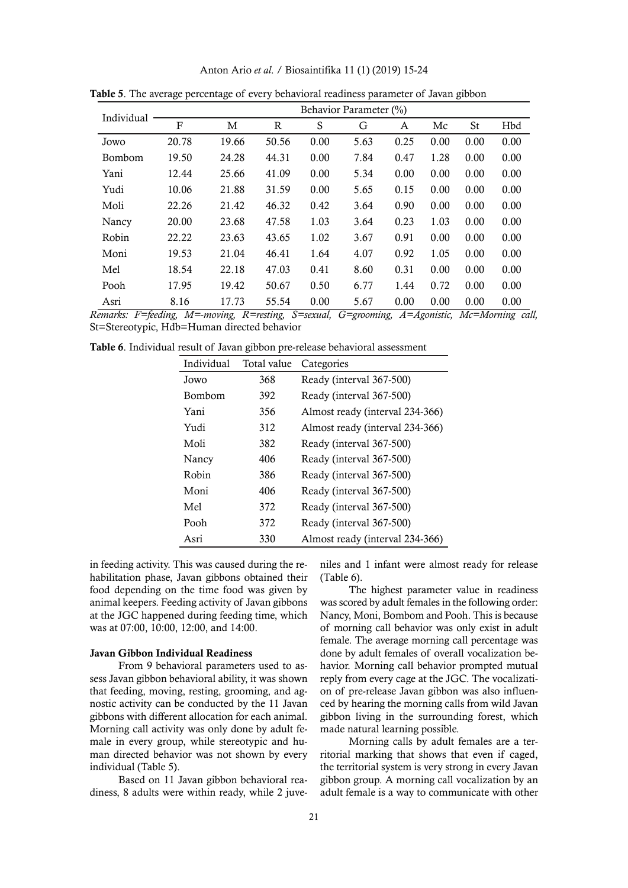**Table 5**. The average percentage of every behavioral readiness parameter of Javan gibbon

| Individual | Behavior Parameter (%) | | | | | | | | |
|---|---|---|---|---|---|---|---|---|---|
| | F | M | R | S | G | A | Mc | St | Hbd |
| Jowo | 20.78 | 19.66 | 50.56 | 0.00 | 5.63 | 0.25 | 0.00 | 0.00 | 0.00 |
| Bombom | 19.50 | 24.28 | 44.31 | 0.00 | 7.84 | 0.47 | 1.28 | 0.00 | 0.00 |
| Yani | 12.44 | 25.66 | 41.09 | 0.00 | 5.34 | 0.00 | 0.00 | 0.00 | 0.00 |
| Yudi | 10.06 | 21.88 | 31.59 | 0.00 | 5.65 | 0.15 | 0.00 | 0.00 | 0.00 |
| Moli | 22.26 | 21.42 | 46.32 | 0.42 | 3.64 | 0.90 | 0.00 | 0.00 | 0.00 |
| Nancy | 20.00 | 23.68 | 47.58 | 1.03 | 3.64 | 0.23 | 1.03 | 0.00 | 0.00 |
| Robin | 22.22 | 23.63 | 43.65 | 1.02 | 3.67 | 0.91 | 0.00 | 0.00 | 0.00 |
| Moni | 19.53 | 21.04 | 46.41 | 1.64 | 4.07 | 0.92 | 1.05 | 0.00 | 0.00 |
| Mel | 18.54 | 22.18 | 47.03 | 0.41 | 8.60 | 0.31 | 0.00 | 0.00 | 0.00 |
| Pooh | 17.95 | 19.42 | 50.67 | 0.50 | 6.77 | 1.44 | 0.72 | 0.00 | 0.00 |
| Asri | 8.16 | 17.73 | 55.54 | 0.00 | 5.67 | 0.00 | 0.00 | 0.00 | 0.00 |

*Remarks: F=feeding, M=-moving, R=resting, S=sexual, G=grooming, A=Agonistic, Mc=Morning call,* St=Stereotypic, Hdb=Human directed behavior

**Table 6**. Individual result of Javan gibbon pre-release behavioral assessment

| Individual | Total value | Categories |
|---|---|---|
| Jowo | 368 | Ready (interval 367-500) |
| Bombom | 392 | Ready (interval 367-500) |
| Yani | 356 | Almost ready (interval 234-366) |
| Yudi | 312 | Almost ready (interval 234-366) |
| Moli | 382 | Ready (interval 367-500) |
| Nancy | 406 | Ready (interval 367-500) |
| Robin | 386 | Ready (interval 367-500) |
| Moni | 406 | Ready (interval 367-500) |
| Mel | 372 | Ready (interval 367-500) |
| Pooh | 372 | Ready (interval 367-500) |
| Asri | 330 | Almost ready (interval 234-366) |

in feeding activity. This was caused during the rehabilitation phase, Javan gibbons obtained their food depending on the time food was given by animal keepers. Feeding activity of Javan gibbons at the JGC happened during feeding time, which was at 07:00, 10:00, 12:00, and 14:00.

**Javan Gibbon Individual Readiness**

From 9 behavioral parameters used to assess Javan gibbon behavioral ability, it was shown that feeding, moving, resting, grooming, and agnostic activity can be conducted by the 11 Javan gibbons with different allocation for each animal. Morning call activity was only done by adult female in every group, while stereotypic and human directed behavior was not shown by every individual (Table 5).

Based on 11 Javan gibbon behavioral readiness, 8 adults were within ready, while 2 juveniles and 1 infant were almost ready for release (Table 6).

The highest parameter value in readiness was scored by adult females in the following order: Nancy, Moni, Bombom and Pooh. This is because of morning call behavior was only exist in adult female. The average morning call percentage was done by adult females of overall vocalization behavior. Morning call behavior prompted mutual reply from every cage at the JGC. The vocalization of pre-release Javan gibbon was also influenced by hearing the morning calls from wild Javan gibbon living in the surrounding forest, which made natural learning possible.

Morning calls by adult females are a territorial marking that shows that even if caged, the territorial system is very strong in every Javan gibbon group. A morning call vocalization by an adult female is a way to communicate with other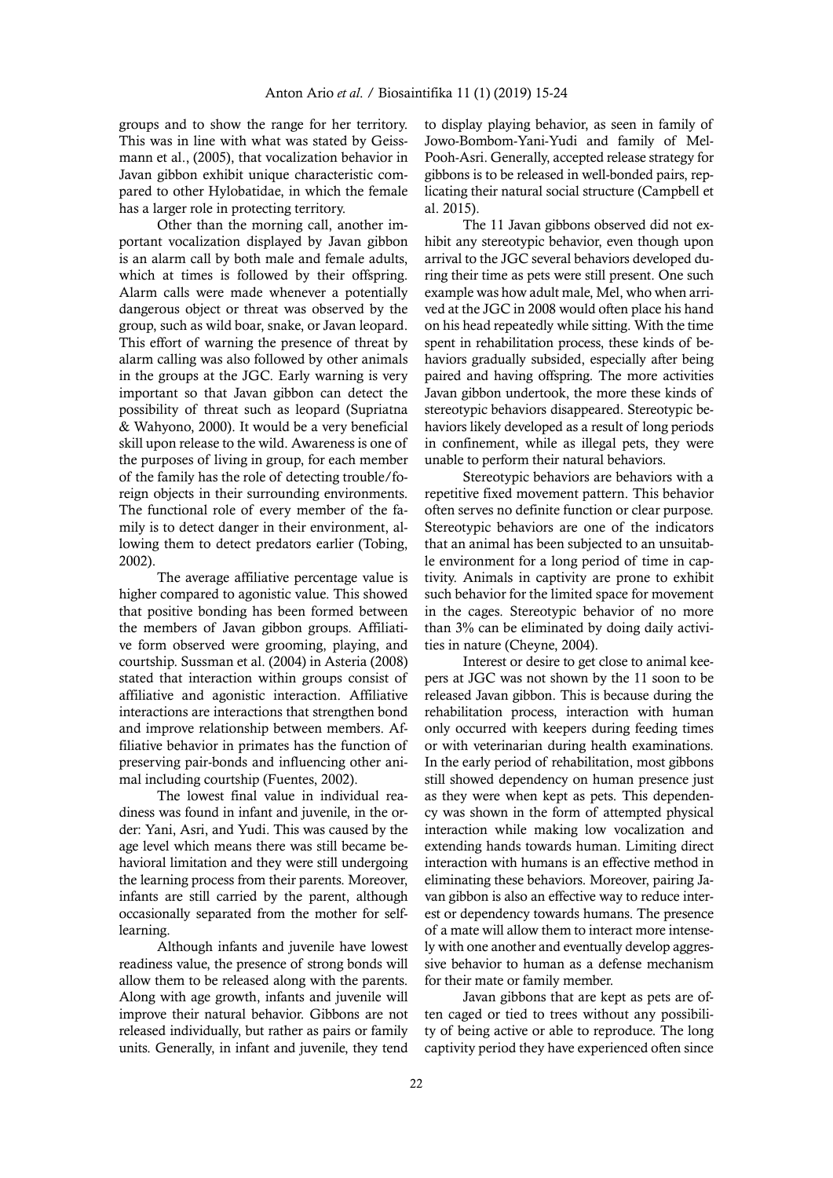groups and to show the range for her territory. This was in line with what was stated by Geissmann et al., (2005), that vocalization behavior in Javan gibbon exhibit unique characteristic compared to other Hylobatidae, in which the female has a larger role in protecting territory.

Other than the morning call, another important vocalization displayed by Javan gibbon is an alarm call by both male and female adults, which at times is followed by their offspring. Alarm calls were made whenever a potentially dangerous object or threat was observed by the group, such as wild boar, snake, or Javan leopard. This effort of warning the presence of threat by alarm calling was also followed by other animals in the groups at the JGC. Early warning is very important so that Javan gibbon can detect the possibility of threat such as leopard (Supriatna & Wahyono, 2000). It would be a very beneficial skill upon release to the wild. Awareness is one of the purposes of living in group, for each member of the family has the role of detecting trouble/foreign objects in their surrounding environments. The functional role of every member of the family is to detect danger in their environment, allowing them to detect predators earlier (Tobing, 2002).

The average affiliative percentage value is higher compared to agonistic value. This showed that positive bonding has been formed between the members of Javan gibbon groups. Affiliative form observed were grooming, playing, and courtship. Sussman et al. (2004) in Asteria (2008) stated that interaction within groups consist of affiliative and agonistic interaction. Affiliative interactions are interactions that strengthen bond and improve relationship between members. Affiliative behavior in primates has the function of preserving pair-bonds and influencing other animal including courtship (Fuentes, 2002).

The lowest final value in individual readiness was found in infant and juvenile, in the order: Yani, Asri, and Yudi. This was caused by the age level which means there was still became behavioral limitation and they were still undergoing the learning process from their parents. Moreover, infants are still carried by the parent, although occasionally separated from the mother for self-learning.

Although infants and juvenile have lowest readiness value, the presence of strong bonds will allow them to be released along with the parents. Along with age growth, infants and juvenile will improve their natural behavior. Gibbons are not released individually, but rather as pairs or family units. Generally, in infant and juvenile, they tend to display playing behavior, as seen in family of Jowo-Bombom-Yani-Yudi and family of Mel-Pooh-Asri. Generally, accepted release strategy for gibbons is to be released in well-bonded pairs, replicating their natural social structure (Campbell et al. 2015).

The 11 Javan gibbons observed did not exhibit any stereotypic behavior, even though upon arrival to the JGC several behaviors developed during their time as pets were still present. One such example was how adult male, Mel, who when arrived at the JGC in 2008 would often place his hand on his head repeatedly while sitting. With the time spent in rehabilitation process, these kinds of behaviors gradually subsided, especially after being paired and having offspring. The more activities Javan gibbon undertook, the more these kinds of stereotypic behaviors disappeared. Stereotypic behaviors likely developed as a result of long periods in confinement, while as illegal pets, they were unable to perform their natural behaviors.

Stereotypic behaviors are behaviors with a repetitive fixed movement pattern. This behavior often serves no definite function or clear purpose. Stereotypic behaviors are one of the indicators that an animal has been subjected to an unsuitable environment for a long period of time in captivity. Animals in captivity are prone to exhibit such behavior for the limited space for movement in the cages. Stereotypic behavior of no more than 3% can be eliminated by doing daily activities in nature (Cheyne, 2004).

Interest or desire to get close to animal keepers at JGC was not shown by the 11 soon to be released Javan gibbon. This is because during the rehabilitation process, interaction with human only occurred with keepers during feeding times or with veterinarian during health examinations. In the early period of rehabilitation, most gibbons still showed dependency on human presence just as they were when kept as pets. This dependency was shown in the form of attempted physical interaction while making low vocalization and extending hands towards human. Limiting direct interaction with humans is an effective method in eliminating these behaviors. Moreover, pairing Javan gibbon is also an effective way to reduce interest or dependency towards humans. The presence of a mate will allow them to interact more intensely with one another and eventually develop aggressive behavior to human as a defense mechanism for their mate or family member.

Javan gibbons that are kept as pets are often caged or tied to trees without any possibility of being active or able to reproduce. The long captivity period they have experienced often since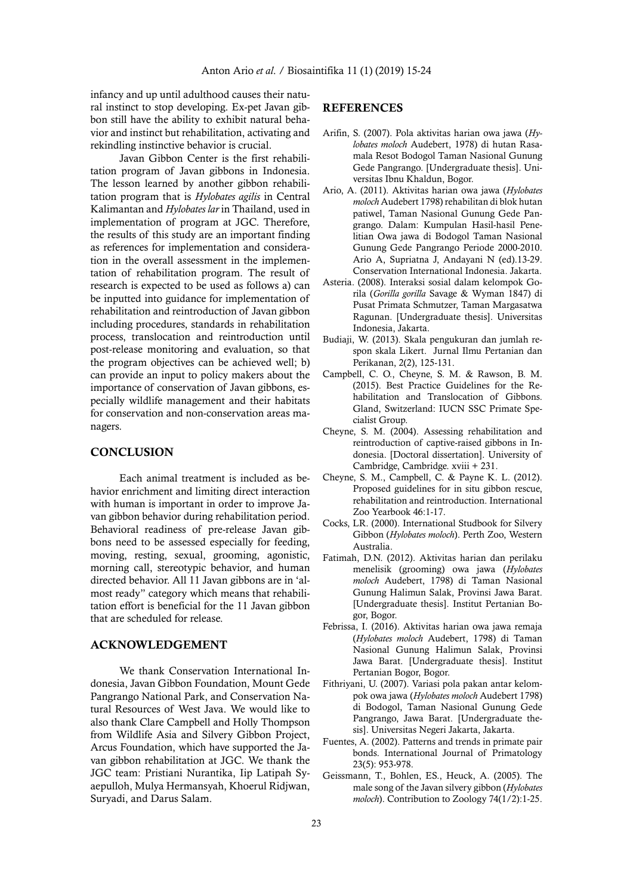infancy and up until adulthood causes their natural instinct to stop developing. Ex-pet Javan gibbon still have the ability to exhibit natural behavior and instinct but rehabilitation, activating and rekindling instinctive behavior is crucial.

Javan Gibbon Center is the first rehabilitation program of Javan gibbons in Indonesia. The lesson learned by another gibbon rehabilitation program that is *Hylobates agilis* in Central Kalimantan and *Hylobates lar* in Thailand, used in implementation of program at JGC. Therefore, the results of this study are an important finding as references for implementation and consideration in the overall assessment in the implementation of rehabilitation program. The result of research is expected to be used as follows a) can be inputted into guidance for implementation of rehabilitation and reintroduction of Javan gibbon including procedures, standards in rehabilitation process, translocation and reintroduction until post-release monitoring and evaluation, so that the program objectives can be achieved well; b) can provide an input to policy makers about the importance of conservation of Javan gibbons, especially wildlife management and their habitats for conservation and non-conservation areas managers.

## CONCLUSION

Each animal treatment is included as behavior enrichment and limiting direct interaction with human is important in order to improve Javan gibbon behavior during rehabilitation period. Behavioral readiness of pre-release Javan gibbons need to be assessed especially for feeding, moving, resting, sexual, grooming, agonistic, morning call, stereotypic behavior, and human directed behavior. All 11 Javan gibbons are in 'almost ready" category which means that rehabilitation effort is beneficial for the 11 Javan gibbon that are scheduled for release.

## ACKNOWLEDGEMENT

We thank Conservation International Indonesia, Javan Gibbon Foundation, Mount Gede Pangrango National Park, and Conservation Natural Resources of West Java. We would like to also thank Clare Campbell and Holly Thompson from Wildlife Asia and Silvery Gibbon Project, Arcus Foundation, which have supported the Javan gibbon rehabilitation at JGC. We thank the JGC team: Pristiani Nurantika, Iip Latipah Syaepulloh, Mulya Hermansyah, Khoerul Ridjwan, Suryadi, and Darus Salam.

## REFERENCES

Arifin, S. (2007). Pola aktivitas harian owa jawa (*Hylobates moloch* Audebert, 1978) di hutan Rasamala Resot Bodogol Taman Nasional Gunung Gede Pangrango. [Undergraduate thesis]. Universitas Ibnu Khaldun, Bogor.

Ario, A. (2011). Aktivitas harian owa jawa (*Hylobates moloch* Audebert 1798) rehabilitan di blok hutan patiwel, Taman Nasional Gunung Gede Pangrango. Dalam: Kumpulan Hasil-hasil Penelitian Owa jawa di Bodogol Taman Nasional Gunung Gede Pangrango Periode 2000-2010. Ario A, Supriatna J, Andayani N (ed).13-29. Conservation International Indonesia. Jakarta.

Asteria. (2008). Interaksi sosial dalam kelompok Gorila (*Gorilla gorilla* Savage & Wyman 1847) di Pusat Primata Schmutzer, Taman Margasatwa Ragunan. [Undergraduate thesis]. Universitas Indonesia, Jakarta.

Budiaji, W. (2013). Skala pengukuran dan jumlah respon skala Likert. Jurnal Ilmu Pertanian dan Perikanan, 2(2), 125-131.

Campbell, C. O., Cheyne, S. M. & Rawson, B. M. (2015). Best Practice Guidelines for the Rehabilitation and Translocation of Gibbons. Gland, Switzerland: IUCN SSC Primate Specialist Group.

Cheyne, S. M. (2004). Assessing rehabilitation and reintroduction of captive-raised gibbons in Indonesia. [Doctoral dissertation]. University of Cambridge, Cambridge. xviii + 231.

Cheyne, S. M., Campbell, C. & Payne K. L. (2012). Proposed guidelines for in situ gibbon rescue, rehabilitation and reintroduction. International Zoo Yearbook 46:1-17.

Cocks, LR. (2000). International Studbook for Silvery Gibbon (*Hylobates moloch*). Perth Zoo, Western Australia.

Fatimah, D.N. (2012). Aktivitas harian dan perilaku menelisik (grooming) owa jawa (*Hylobates moloch* Audebert, 1798) di Taman Nasional Gunung Halimun Salak, Provinsi Jawa Barat. [Undergraduate thesis]. Institut Pertanian Bogor, Bogor.

Febrissa, I. (2016). Aktivitas harian owa jawa remaja (*Hylobates moloch* Audebert, 1798) di Taman Nasional Gunung Halimun Salak, Provinsi Jawa Barat. [Undergraduate thesis]. Institut Pertanian Bogor, Bogor.

Fithriyani, U. (2007). Variasi pola pakan antar kelompok owa jawa (*Hylobates moloch* Audebert 1798) di Bodogol, Taman Nasional Gunung Gede Pangrango, Jawa Barat. [Undergraduate thesis]. Universitas Negeri Jakarta, Jakarta.

Fuentes, A. (2002). Patterns and trends in primate pair bonds. International Journal of Primatology 23(5): 953-978.

Geissmann, T., Bohlen, ES., Heuck, A. (2005). The male song of the Javan silvery gibbon (*Hylobates moloch*). Contribution to Zoology 74(1/2):1-25.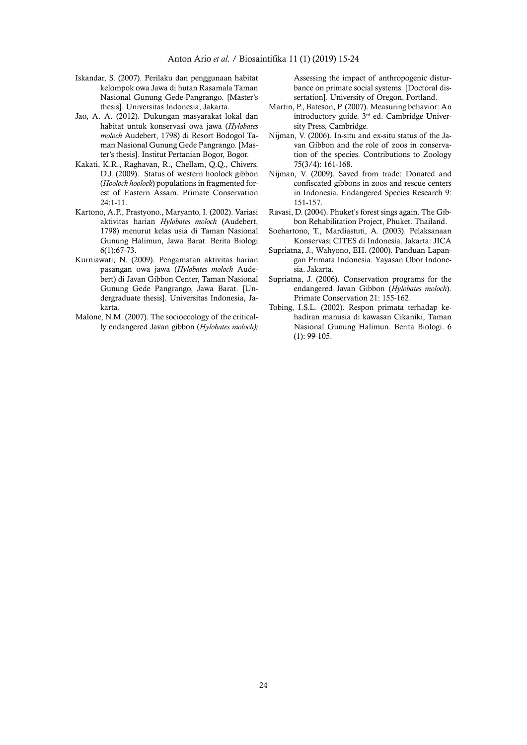Iskandar, S. (2007). Perilaku dan penggunaan habitat kelompok owa Jawa di hutan Rasamala Taman Nasional Gunung Gede-Pangrango. [Master's thesis]. Universitas Indonesia, Jakarta.

Jao, A. A. (2012). Dukungan masyarakat lokal dan habitat untuk konservasi owa jawa (*Hylobates moloch* Audebert, 1798) di Resort Bodogol Taman Nasional Gunung Gede Pangrango. [Master's thesis]. Institut Pertanian Bogor, Bogor.

Kakati, K.R., Raghavan, R., Chellam, Q.Q., Chivers, D.J. (2009). Status of western hoolock gibbon (*Hoolock hoolock*) populations in fragmented forest of Eastern Assam. Primate Conservation 24:1-11.

Kartono, A.P., Prastyono., Maryanto, I. (2002). Variasi aktivitas harian *Hylobates moloch* (Audebert, 1798) menurut kelas usia di Taman Nasional Gunung Halimun, Jawa Barat. Berita Biologi 6(1):67-73.

Kurniawati, N. (2009). Pengamatan aktivitas harian pasangan owa jawa (*Hylobates moloch* Audebert) di Javan Gibbon Center, Taman Nasional Gunung Gede Pangrango, Jawa Barat. [Undergraduate thesis]. Universitas Indonesia, Jakarta.

Malone, N.M. (2007). The socioecology of the critically endangered Javan gibbon (*Hylobates moloch);* Assessing the impact of anthropogenic disturbance on primate social systems. [Doctoral dissertation]. University of Oregon, Portland.

Martin, P., Bateson, P. (2007). Measuring behavior: An introductory guide. 3rd ed. Cambridge University Press, Cambridge.

Nijman, V. (2006). In-situ and ex-situ status of the Javan Gibbon and the role of zoos in conservation of the species. Contributions to Zoology 75(3/4): 161-168.

Nijman, V. (2009). Saved from trade: Donated and confiscated gibbons in zoos and rescue centers in Indonesia. Endangered Species Research 9: 151-157.

Ravasi, D. (2004). Phuket's forest sings again. The Gibbon Rehabilitation Project, Phuket. Thailand.

Soehartono, T., Mardiastuti, A. (2003). Pelaksanaan Konservasi CITES di Indonesia. Jakarta: JICA

Supriatna, J., Wahyono, EH. (2000). Panduan Lapangan Primata Indonesia. Yayasan Obor Indonesia. Jakarta.

Supriatna, J. (2006). Conservation programs for the endangered Javan Gibbon (*Hylobates moloch*). Primate Conservation 21: 155-162.

Tobing, I.S.L. (2002). Respon primata terhadap kehadiran manusia di kawasan Cikaniki, Taman Nasional Gunung Halimun. Berita Biologi. 6 (1): 99-105.